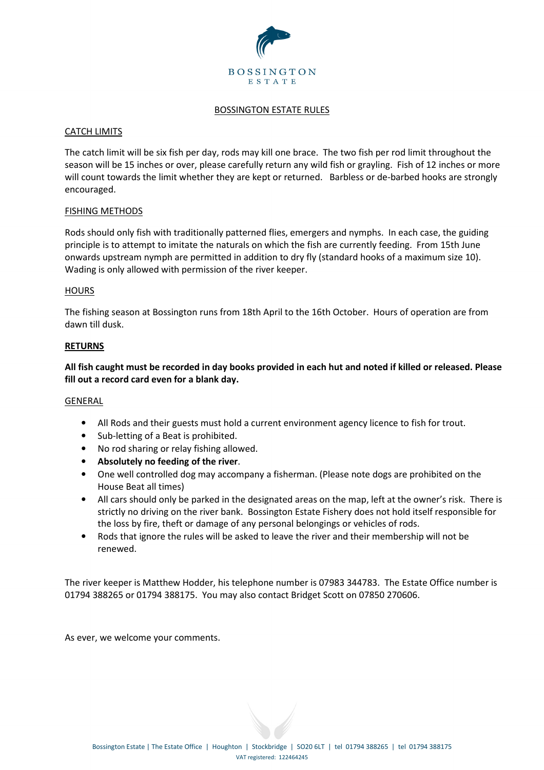BOSSINGTON
ESTATE

# BOSSINGTON ESTATE RULES

## CATCH LIMITS

The catch limit will be six fish per day, rods may kill one brace. The two fish per rod limit throughout the season will be 15 inches or over, please carefully return any wild fish or grayling. Fish of 12 inches or more will count towards the limit whether they are kept or returned. Barbless or de-barbed hooks are strongly encouraged.

## FISHING METHODS

Rods should only fish with traditionally patterned flies, emergers and nymphs. In each case, the guiding principle is to attempt to imitate the naturals on which the fish are currently feeding. From 15th June onwards upstream nymph are permitted in addition to dry fly (standard hooks of a maximum size 10). Wading is only allowed with permission of the river keeper.

## HOURS

The fishing season at Bossington runs from 18th April to the 16th October. Hours of operation are from dawn till dusk.

## **RETURNS**

**All fish caught must be recorded in day books provided in each hut and noted if killed or released. Please fill out a record card even for a blank day.**

## GENERAL

- All Rods and their guests must hold a current environment agency licence to fish for trout.
- Sub-letting of a Beat is prohibited.
- No rod sharing or relay fishing allowed.
- **Absolutely no feeding of the river**.
- One well controlled dog may accompany a fisherman. (Please note dogs are prohibited on the House Beat all times)
- All cars should only be parked in the designated areas on the map, left at the owner's risk. There is strictly no driving on the river bank. Bossington Estate Fishery does not hold itself responsible for the loss by fire, theft or damage of any personal belongings or vehicles of rods.
- Rods that ignore the rules will be asked to leave the river and their membership will not be renewed.

The river keeper is Matthew Hodder, his telephone number is 07983 344783. The Estate Office number is 01794 388265 or 01794 388175. You may also contact Bridget Scott on 07850 270606.

As ever, we welcome your comments.

Bossington Estate | The Estate Office | Houghton | Stockbridge | SO20 6LT | tel 01794 388265 | tel 01794 388175
VAT registered: 122464245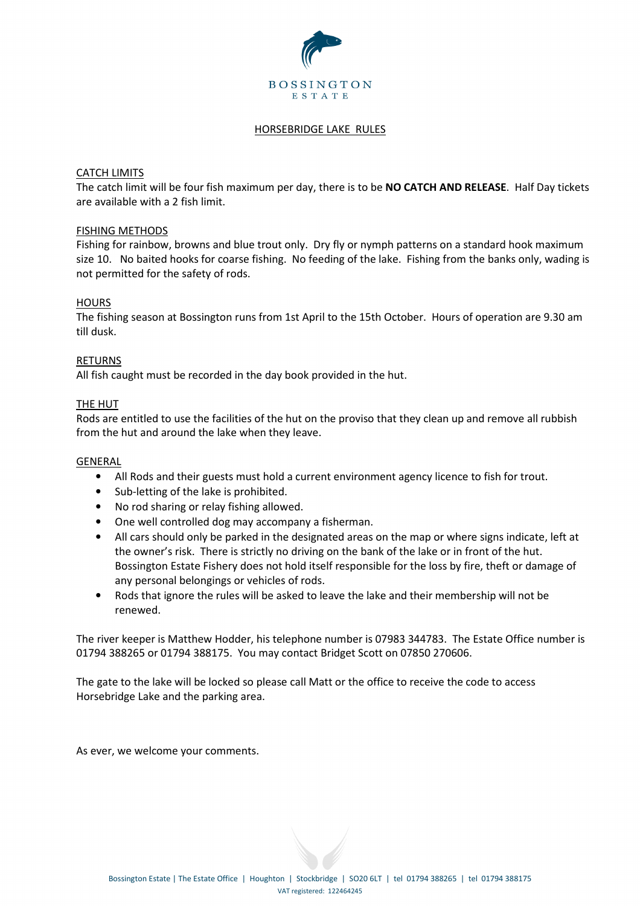BOSSINGTON
ESTATE

# HORSEBRIDGE LAKE RULES

## CATCH LIMITS

The catch limit will be four fish maximum per day, there is to be **NO CATCH AND RELEASE**. Half Day tickets are available with a 2 fish limit.

## FISHING METHODS

Fishing for rainbow, browns and blue trout only. Dry fly or nymph patterns on a standard hook maximum size 10. No baited hooks for coarse fishing. No feeding of the lake. Fishing from the banks only, wading is not permitted for the safety of rods.

## HOURS

The fishing season at Bossington runs from 1st April to the 15th October. Hours of operation are 9.30 am till dusk.

## RETURNS

All fish caught must be recorded in the day book provided in the hut.

## THE HUT

Rods are entitled to use the facilities of the hut on the proviso that they clean up and remove all rubbish from the hut and around the lake when they leave.

## GENERAL

- All Rods and their guests must hold a current environment agency licence to fish for trout.
- Sub-letting of the lake is prohibited.
- No rod sharing or relay fishing allowed.
- One well controlled dog may accompany a fisherman.
- All cars should only be parked in the designated areas on the map or where signs indicate, left at the owner's risk. There is strictly no driving on the bank of the lake or in front of the hut. Bossington Estate Fishery does not hold itself responsible for the loss by fire, theft or damage of any personal belongings or vehicles of rods.
- Rods that ignore the rules will be asked to leave the lake and their membership will not be renewed.

The river keeper is Matthew Hodder, his telephone number is 07983 344783. The Estate Office number is 01794 388265 or 01794 388175. You may contact Bridget Scott on 07850 270606.

The gate to the lake will be locked so please call Matt or the office to receive the code to access Horsebridge Lake and the parking area.

As ever, we welcome your comments.

Bossington Estate | The Estate Office | Houghton | Stockbridge | SO20 6LT | tel 01794 388265 | tel 01794 388175
VAT registered: 122464245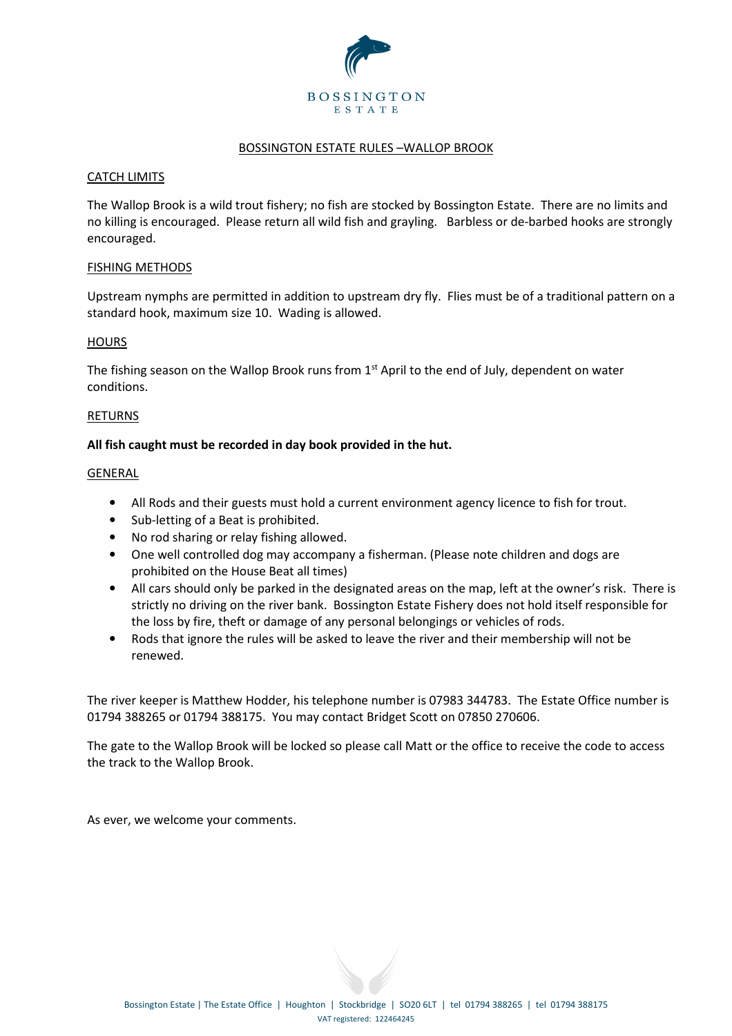BOSSINGTON
ESTATE

# BOSSINGTON ESTATE RULES –WALLOP BROOK

## CATCH LIMITS

The Wallop Brook is a wild trout fishery; no fish are stocked by Bossington Estate. There are no limits and no killing is encouraged. Please return all wild fish and grayling. Barbless or de-barbed hooks are strongly encouraged.

## FISHING METHODS

Upstream nymphs are permitted in addition to upstream dry fly. Flies must be of a traditional pattern on a standard hook, maximum size 10. Wading is allowed.

## HOURS

The fishing season on the Wallop Brook runs from 1st April to the end of July, dependent on water conditions.

## RETURNS

**All fish caught must be recorded in day book provided in the hut.**

## GENERAL

- All Rods and their guests must hold a current environment agency licence to fish for trout.
- Sub-letting of a Beat is prohibited.
- No rod sharing or relay fishing allowed.
- One well controlled dog may accompany a fisherman. (Please note children and dogs are prohibited on the House Beat all times)
- All cars should only be parked in the designated areas on the map, left at the owner's risk. There is strictly no driving on the river bank. Bossington Estate Fishery does not hold itself responsible for the loss by fire, theft or damage of any personal belongings or vehicles of rods.
- Rods that ignore the rules will be asked to leave the river and their membership will not be renewed.

The river keeper is Matthew Hodder, his telephone number is 07983 344783. The Estate Office number is 01794 388265 or 01794 388175. You may contact Bridget Scott on 07850 270606.

The gate to the Wallop Brook will be locked so please call Matt or the office to receive the code to access the track to the Wallop Brook.

As ever, we welcome your comments.

Bossington Estate | The Estate Office | Houghton | Stockbridge | SO20 6LT | tel 01794 388265 | tel 01794 388175
VAT registered: 122464245